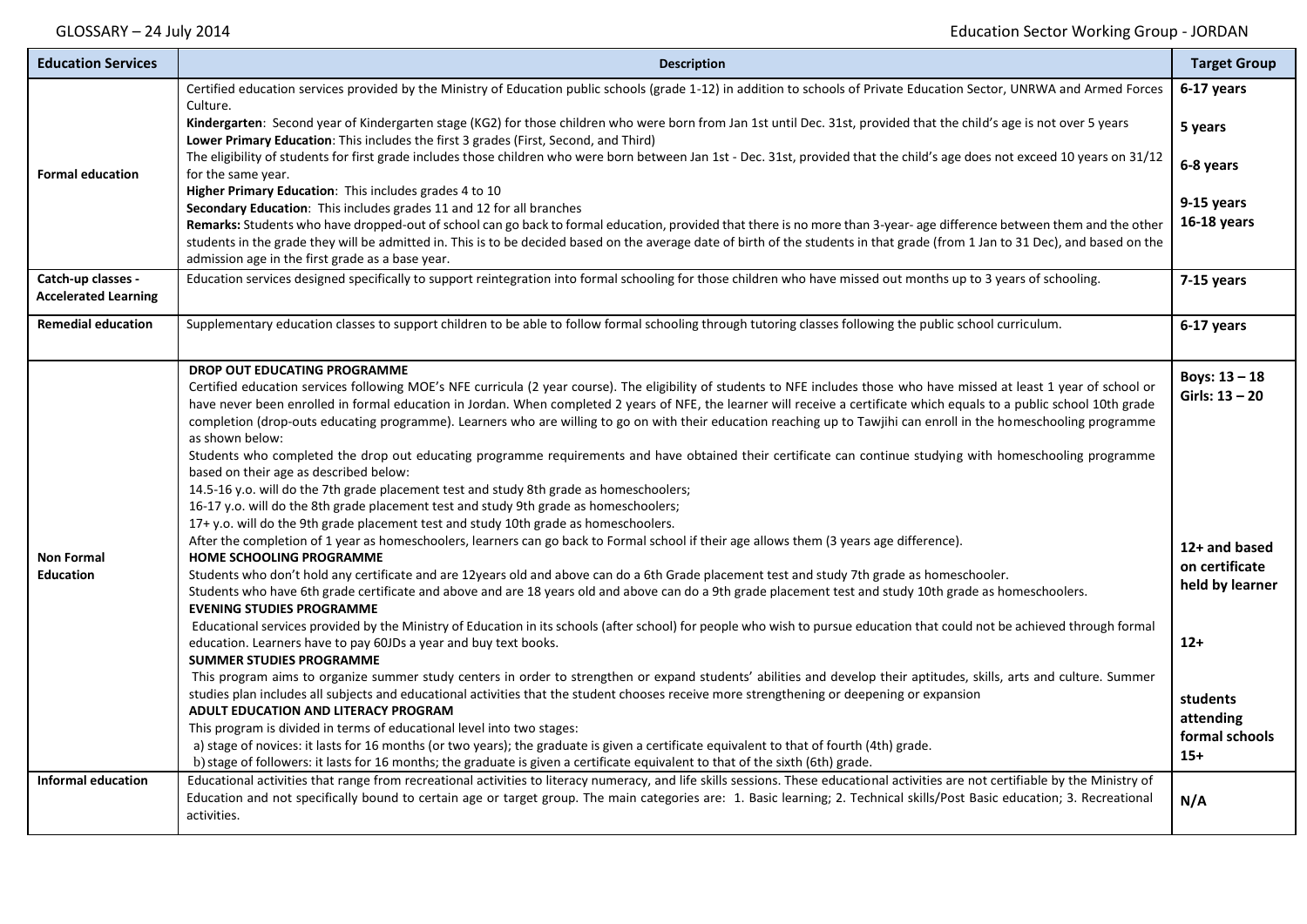| Education Services | Description | Target Group |
|---|---|---|
| Formal education | Certified education services provided by the Ministry of Education public schools (grade 1-12) in addition to schools of Private Education Sector, UNRWA and Armed Forces Culture.<br>**Kindergarten**: Second year of Kindergarten stage (KG2) for those children who were born from Jan 1st until Dec. 31st, provided that the child's age is not over 5 years<br>**Lower Primary Education**: This includes the first 3 grades (First, Second, and Third)<br>The eligibility of students for first grade includes those children who were born between Jan 1st - Dec. 31st, provided that the child's age does not exceed 10 years on 31/12 for the same year.<br>**Higher Primary Education**: This includes grades 4 to 10<br>**Secondary Education**: This includes grades 11 and 12 for all branches<br>**Remarks:** Students who have dropped-out of school can go back to formal education, provided that there is no more than 3-year- age difference between them and the other students in the grade they will be admitted in. This is to be decided based on the average date of birth of the students in that grade (from 1 Jan to 31 Dec), and based on the admission age in the first grade as a base year. | **6-17 years**<br><br>**5 years**<br><br>**6-8 years**<br><br>**9-15 years**<br>**16-18 years** |
| **Catch-up classes - Accelerated Learning** | Education services designed specifically to support reintegration into formal schooling for those children who have missed out months up to 3 years of schooling. | **7-15 years** |
| **Remedial education** | Supplementary education classes to support children to be able to follow formal schooling through tutoring classes following the public school curriculum. | **6-17 years** |
| **Non Formal Education** | **DROP OUT EDUCATING PROGRAMME**<br>Certified education services following MOE's NFE curricula (2 year course). The eligibility of students to NFE includes those who have missed at least 1 year of school or have never been enrolled in formal education in Jordan. When completed 2 years of NFE, the learner will receive a certificate which equals to a public school 10th grade completion (drop-outs educating programme). Learners who are willing to go on with their education reaching up to Tawjihi can enroll in the homeschooling programme as shown below:<br>Students who completed the drop out educating programme requirements and have obtained their certificate can continue studying with homeschooling programme based on their age as described below:<br>14.5-16 y.o. will do the 7th grade placement test and study 8th grade as homeschoolers;<br>16-17 y.o. will do the 8th grade placement test and study 9th grade as homeschoolers;<br>17+ y.o. will do the 9th grade placement test and study 10th grade as homeschoolers.<br>After the completion of 1 year as homeschoolers, learners can go back to Formal school if their age allows them (3 years age difference).<br>**HOME SCHOOLING PROGRAMME**<br>Students who don't hold any certificate and are 12years old and above can do a 6th Grade placement test and study 7th grade as homeschooler.<br>Students who have 6th grade certificate and above and are 18 years old and above can do a 9th grade placement test and study 10th grade as homeschoolers.<br>**EVENING STUDIES PROGRAMME**<br>Educational services provided by the Ministry of Education in its schools (after school) for people who wish to pursue education that could not be achieved through formal education. Learners have to pay 60JDs a year and buy text books.<br>**SUMMER STUDIES PROGRAMME**<br>This program aims to organize summer study centers in order to strengthen or expand students' abilities and develop their aptitudes, skills, arts and culture. Summer studies plan includes all subjects and educational activities that the student chooses receive more strengthening or deepening or expansion<br>**ADULT EDUCATION AND LITERACY PROGRAM**<br>This program is divided in terms of educational level into two stages:<br>a) stage of novices: it lasts for 16 months (or two years); the graduate is given a certificate equivalent to that of fourth (4th) grade.<br>b) stage of followers: it lasts for 16 months; the graduate is given a certificate equivalent to that of the sixth (6th) grade. | **Boys: 13 – 18**<br>**Girls: 13 – 20**<br><br>**12+ and based on certificate held by learner**<br><br>**12+**<br><br>**students attending formal schools**<br>**15+** |
| **Informal education** | Educational activities that range from recreational activities to literacy numeracy, and life skills sessions. These educational activities are not certifiable by the Ministry of Education and not specifically bound to certain age or target group. The main categories are: 1. Basic learning; 2. Technical skills/Post Basic education; 3. Recreational activities. | **N/A** |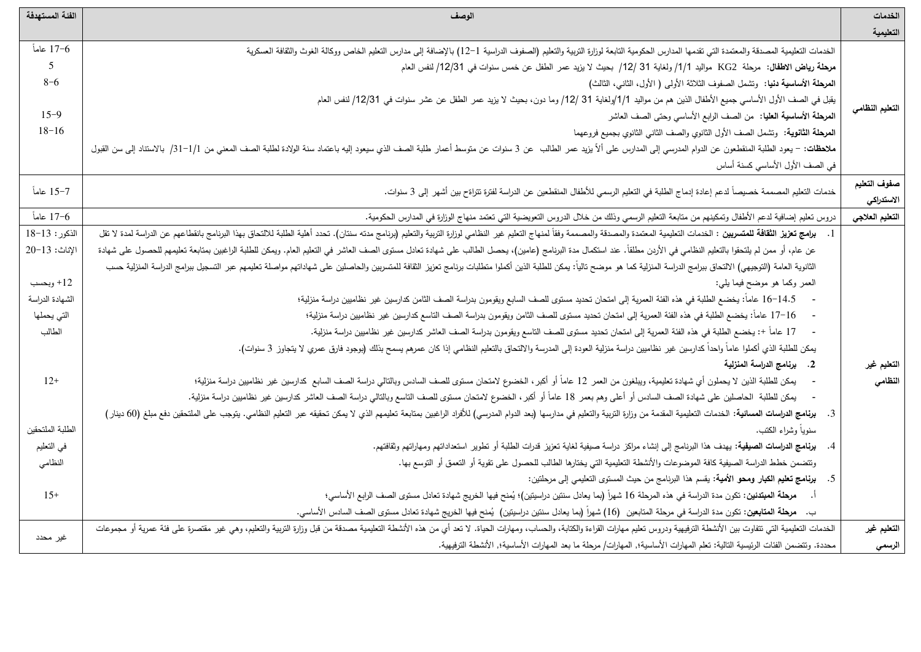| الخدمات التعليمية | الوصف | الفئة المستهدفة |
|---|---|---|
| التعليم النظامي | الخدمات التعليمية المصدقة والمعتمدة التي تقدمها المدارس الحكومية التابعة لوزارة التربية والتعليم (الصفوف الدراسية 1–12) بالإضافة إلى مدارس التعليم الخاص ووكالة الغوث والثقافة العسكرية<br>**مرحلة رياض الأطفال:** مرحلة KG2 مواليد 1/1/ ولغاية 31 /12/ بحيث لا يزيد عمر الطفل عن خمس سنوات في 12/31/ لنفس العام<br>**المرحلة الأساسية دنيا:** وتشمل الصفوف الثلاثة الأولى ( الأول، الثاني، الثالث)<br>يقبل في الصف الأول الأساسي جميع الأطفال الذين هم من مواليد 1/1/ولغاية 31 /12/ وما دون، بحيث لا يزيد عمر الطفل عن عشر سنوات في 12/31/ لنفس العام<br>**المرحلة الأساسية العليا:** من الصف الرابع الأساسي وحتى الصف العاشر<br>**المرحلة الثانوية:** وتشمل الصف الأول الثانوي والصف الثاني الثانوي بجميع فروعهما<br>**ملاحظات:** – يعود الطلبة المنقطعون عن الدوام المدرسي إلى المدارس على ألاّ يزيد عمر الطالب عن 3 سنوات عن متوسط أعمار طلبة الصف الذي سيعود إليه باعتماد سنة الولادة لطلبة الصف المعني من 1/1–31/ بالاستناد إلى سن القبول في الصف الأول الأساسي كسنة أساس | 6–17 عاماً<br>5<br>6–8<br><br>9–15<br>16–18 |
| صفوف التعليم الاستدراكي | خدمات التعليم المصممة خصيصاً لدعم إعادة إدماج الطلبة في التعليم الرسمي للأطفال المنقطعين عن الدراسة لفترة تتراوح بين أشهر إلى 3 سنوات. | 7–15 عاماً |
| التعليم العلاجي | دروس تعليم إضافية لدعم الأطفال وتمكينهم من متابعة التعليم الرسمي وذلك من خلال الدروس التعويضية التي تعتمد منهاج الوزارة في المدارس الحكومية. | 6–17 عاماً |
| التعليم غير النظامي | 1. **برامج تعزيز الثقافة للمتسربين** : الخدمات التعليمية المعتمدة والمصدقة والمصممة وفقاً لمنهاج التعليم غير النظامي لوزارة التربية والتعليم (برنامج مدته سنتان). تحدد أهلية الطلبة للالتحاق بهذا البرنامج بانقطاعهم عن الدراسة لمدة لا تقل عن عام، أو ممن لم يلتحقوا بالتعليم النظامي في الأردن مطلقاً. عند استكمال مدة البرنامج (عامين)، يحصل الطالب على شهادة تعادل مستوى الصف العاشر في التعليم العام. ويمكن للطلبة الراغبين بمتابعة تعليمهم للحصول على شهادة الثانوية العامة (التوجيهي) الالتحاق ببرامج الدراسة المنزلية كما هو موضح تالياً: يمكن للطلبة الذين أكملوا متطلبات برنامج تعزيز الثقافة للمتسربين والحاصلين على شهاداتهم مواصلة تعليمهم عبر التسجيل ببرامج الدراسة المنزلية حسب العمر وكما هو موضح فيما يلي:<br>- 14.5–16 عاماً: يخضع الطلبة في هذه الفئة العمرية إلى امتحان تحديد مستوى للصف السابع ويقومون بدراسة الصف الثامن كدارسين غير نظاميين دراسة منزلية؛<br>- 16–17 عاماً: يخضع الطلبة في هذه الفئة العمرية إلى امتحان تحديد مستوى للصف الثامن ويقومون بدراسة الصف التاسع كدارسين غير نظاميين دراسة منزلية؛<br>- 17 عاماً +: يخضع الطلبة في هذه الفئة العمرية إلى امتحان تحديد مستوى للصف التاسع ويقومون بدراسة الصف العاشر كدارسين غير نظاميين دراسة منزلية.<br>يمكن للطلبة الذي أكملوا عاماً واحداً كدارسين غير نظاميين دراسة منزلية العودة إلى المدرسة والالتحاق بالتعليم النظامي إذا كان عمرهم يسمح بذلك (بوجود فارق عمري لا يتجاوز 3 سنوات).<br>2. **برنامج الدراسة المنزلية**<br>- يمكن للطلبة الذين لا يحملون أي شهادة تعليمية، ويبلغون من العمر 12 عاماً أو أكبر، الخضوع لامتحان مستوى للصف السادس وبالتالي دراسة الصف السابع كدارسين غير نظاميين دراسة منزلية؛<br>- يمكن للطلبة الحاصلين على شهادة الصف السادس أو أعلى وهم بعمر 18 عاماً أو أكبر، الخضوع لامتحان مستوى للصف التاسع وبالتالي دراسة الصف العاشر كدارسين غير نظاميين دراسة منزلية.<br>3. **برنامج الدراسات المسائية:** الخدمات التعليمية المقدمة من وزارة التربية والتعليم في مدارسها (بعد الدوام المدرسي) للأفراد الراغبين بمتابعة تعليمهم الذي لا يمكن تحقيقه عبر التعليم النظامي. يتوجب على الملتحقين دفع مبلغ (60 دينار) سنوياً وشراء الكتب.<br>4. **برنامج الدراسات الصيفية:** يهدف هذا البرنامج إلى إنشاء مراكز دراسة صيفية لغاية تعزيز قدرات الطلبة و تطوير استعداداتهم ومهاراتهم وثقافتهم. وتتضمن خطط الدراسة الصيفية كافة الموضوعات والأنشطة التعليمية التي يختارها الطالب للحصول على تقوية أو التعمق أو التوسع بها.<br>5. **برنامج تعليم الكبار ومحو الأمية:** يقسم هذا البرنامج من حيث المستوى التعليمي إلى مرحلتين:<br>أ. **مرحلة المبتدئين:** تكون مدة الدراسة في هذه المرحلة 16 شهراً (بما يعادل سنتين دراسيتين)؛ يُمنح فيها الخريج شهادة تعادل مستوى الصف الرابع الأساسي؛<br>ب. **مرحلة المتابعين:** تكون مدة الدراسة في مرحلة المتابعين (16) شهراً (بما يعادل سنتين دراسيتين) يُمنح فيها الخريج شهادة تعادل مستوى الصف السادس الأساسي. | الذكور: 13–18<br>الإناث: 13–20<br><br>+12 وبحسب الشهادة الدراسية التي يحملها الطالب<br><br>+12<br><br>الطلبة الملتحقين في التعليم النظامي<br><br>+15 |
| التعليم غير الرسمي | الخدمات التعليمية التي تتفاوت بين الأنشطة الترفيهية ودروس تعليم مهارات القراءة والكتابة، والحساب، ومهارات الحياة. لا تعد أي من هذه الأنشطة التعليمية مصدقة من قبل وزارة التربية والتعليم، وهي غير مقتصرة على فئة عمرية أو مجموعات محددة. وتتضمن الفئات الرئيسية التالية: تعلم المهارات الأساسية؛ المهارات/ مرحلة ما بعد المهارات الأساسية؛ الأنشطة الترفيهية. | غير محدد |